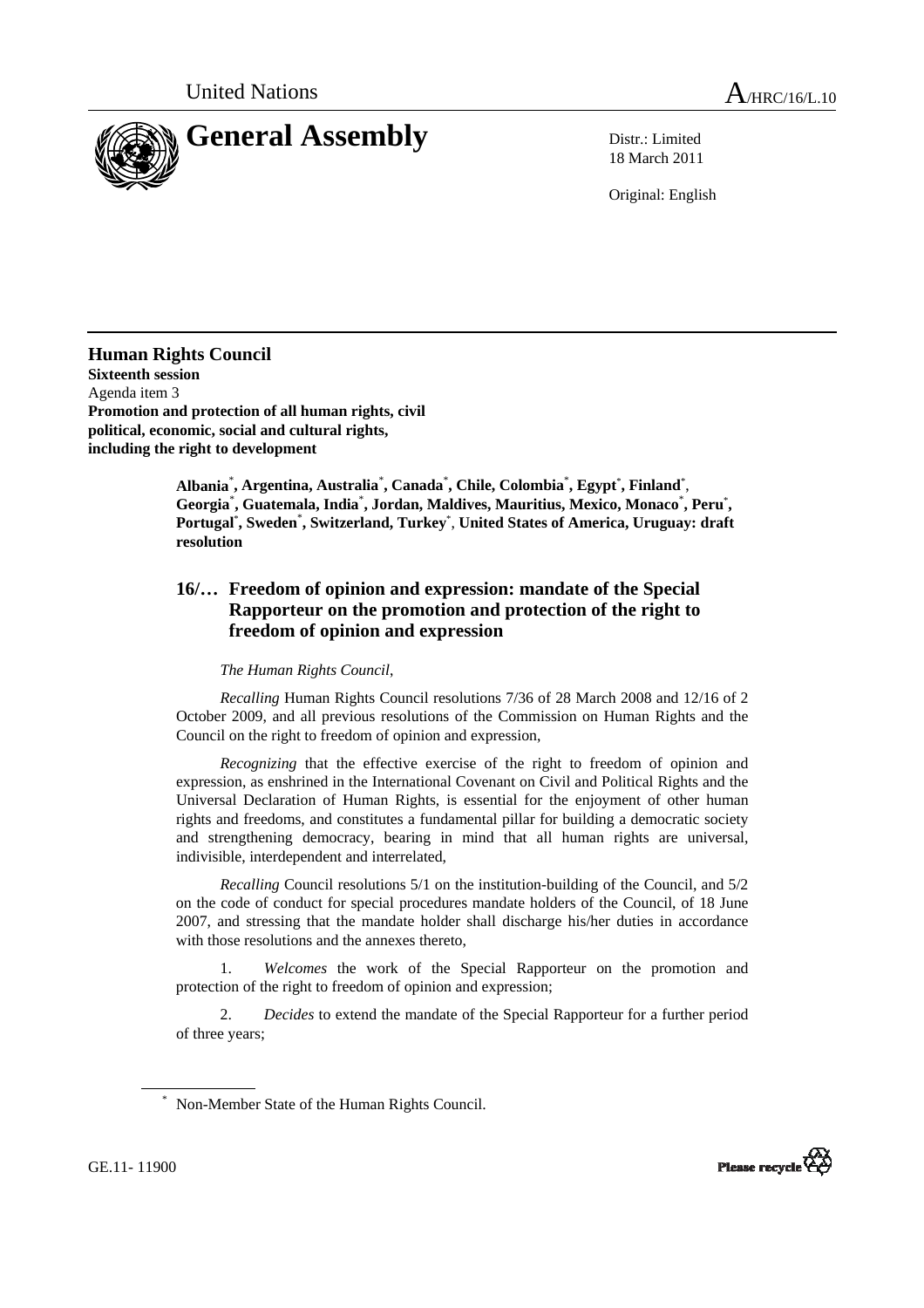United Nations A/HRC/16/L.10

# General Assembly

Distr.: Limited
18 March 2011

Original: English

**Human Rights Council**
**Sixteenth session**
Agenda item 3
**Promotion and protection of all human rights, civil political, economic, social and cultural rights, including the right to development**

**Albania*, Argentina, Australia*, Canada*, Chile, Colombia*, Egypt*, Finland*, Georgia*, Guatemala, India*, Jordan, Maldives, Mauritius, Mexico, Monaco*, Peru*, Portugal*, Sweden*, Switzerland, Turkey*, United States of America, Uruguay: draft resolution**

## 16/… Freedom of opinion and expression: mandate of the Special Rapporteur on the promotion and protection of the right to freedom of opinion and expression

*The Human Rights Council*,

*Recalling* Human Rights Council resolutions 7/36 of 28 March 2008 and 12/16 of 2 October 2009, and all previous resolutions of the Commission on Human Rights and the Council on the right to freedom of opinion and expression,

*Recognizing* that the effective exercise of the right to freedom of opinion and expression, as enshrined in the International Covenant on Civil and Political Rights and the Universal Declaration of Human Rights, is essential for the enjoyment of other human rights and freedoms, and constitutes a fundamental pillar for building a democratic society and strengthening democracy, bearing in mind that all human rights are universal, indivisible, interdependent and interrelated,

*Recalling* Council resolutions 5/1 on the institution-building of the Council, and 5/2 on the code of conduct for special procedures mandate holders of the Council, of 18 June 2007, and stressing that the mandate holder shall discharge his/her duties in accordance with those resolutions and the annexes thereto,

1. *Welcomes* the work of the Special Rapporteur on the promotion and protection of the right to freedom of opinion and expression;

2. *Decides* to extend the mandate of the Special Rapporteur for a further period of three years;

\* Non-Member State of the Human Rights Council.

GE.11- 11900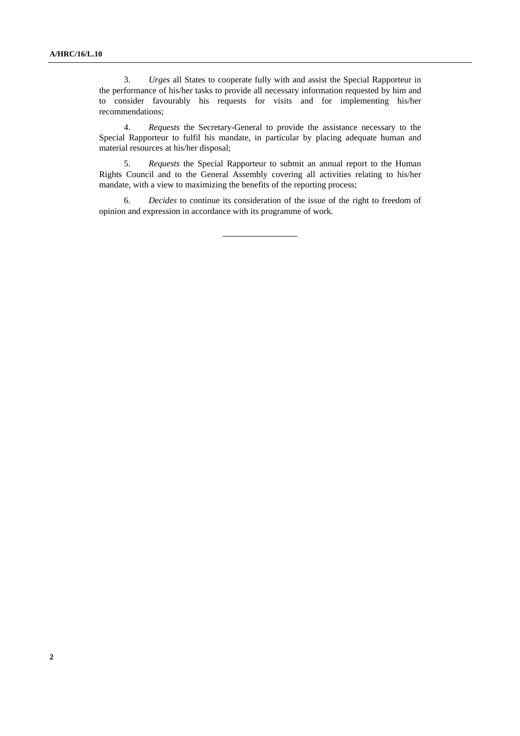3. *Urges* all States to cooperate fully with and assist the Special Rapporteur in the performance of his/her tasks to provide all necessary information requested by him and to consider favourably his requests for visits and for implementing his/her recommendations;

4. *Requests* the Secretary-General to provide the assistance necessary to the Special Rapporteur to fulfil his mandate, in particular by placing adequate human and material resources at his/her disposal;

5. *Requests* the Special Rapporteur to submit an annual report to the Human Rights Council and to the General Assembly covering all activities relating to his/her mandate, with a view to maximizing the benefits of the reporting process;

6. *Decides* to continue its consideration of the issue of the right to freedom of opinion and expression in accordance with its programme of work.